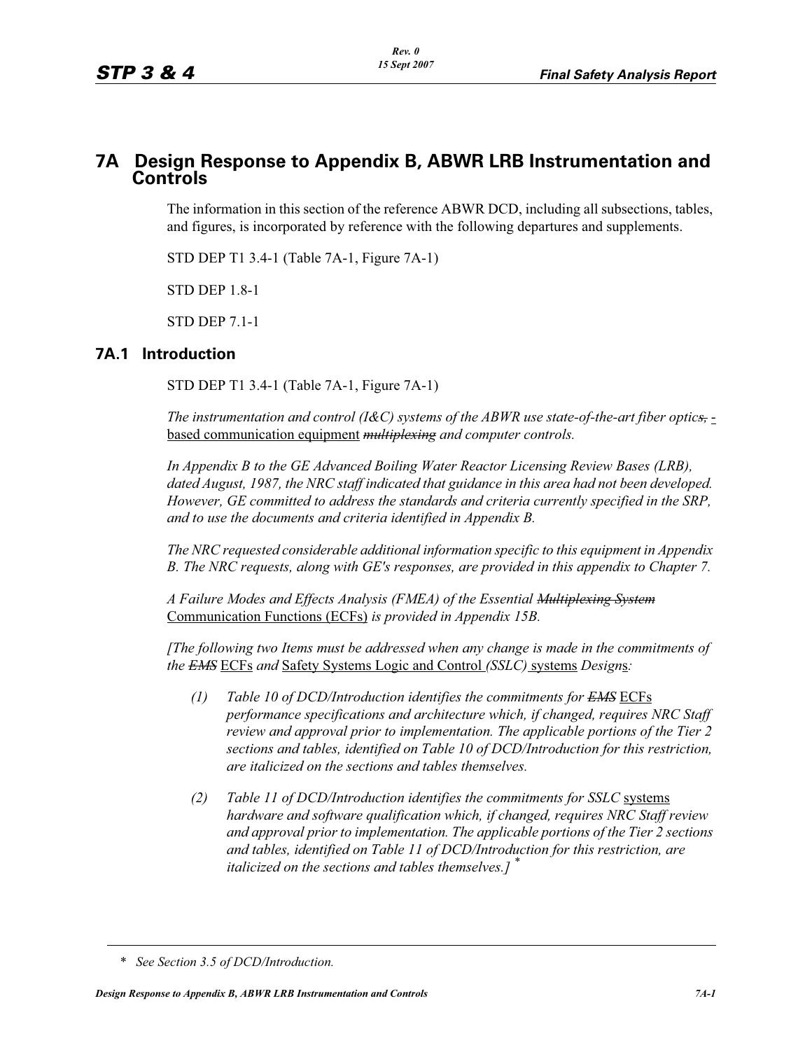# 7A Design Response to Appendix B, ABWR LRB Instrumentation and Controls

The information in this section of the reference ABWR DCD, including all subsections, tables, and figures, is incorporated by reference with the following departures and supplements.

STD DEP T1 3.4-1 (Table 7A-1, Figure 7A-1)

STD DEP 1.8-1

STD DEP 7.1-1

## 7A.1 Introduction

STD DEP T1 3.4-1 (Table 7A-1, Figure 7A-1)

*The instrumentation and control (I&C) systems of the ABWR use state-of-the-art fiber optics*~~,~~ -based communication equipment ~~*multiplexing*~~ *and computer controls.*

*In Appendix B to the GE Advanced Boiling Water Reactor Licensing Review Bases (LRB), dated August, 1987, the NRC staff indicated that guidance in this area had not been developed. However, GE committed to address the standards and criteria currently specified in the SRP, and to use the documents and criteria identified in Appendix B.*

*The NRC requested considerable additional information specific to this equipment in Appendix B. The NRC requests, along with GE's responses, are provided in this appendix to Chapter 7.*

*A Failure Modes and Effects Analysis (FMEA) of the Essential* ~~*Multiplexing System*~~ Communication Functions (ECFs) *is provided in Appendix 15B.*

*[The following two Items must be addressed when any change is made in the commitments of the* ~~*EMS*~~ ECFs *and* Safety Systems Logic and Control *(SSLC)* systems *Design*s*:*

*(1) Table 10 of DCD/Introduction identifies the commitments for* ~~*EMS*~~ ECFs *performance specifications and architecture which, if changed, requires NRC Staff review and approval prior to implementation. The applicable portions of the Tier 2 sections and tables, identified on Table 10 of DCD/Introduction for this restriction, are italicized on the sections and tables themselves.*

*(2) Table 11 of DCD/Introduction identifies the commitments for SSLC* systems *hardware and software qualification which, if changed, requires NRC Staff review and approval prior to implementation. The applicable portions of the Tier 2 sections and tables, identified on Table 11 of DCD/Introduction for this restriction, are italicized on the sections and tables themselves.]* *

\* *See Section 3.5 of DCD/Introduction.*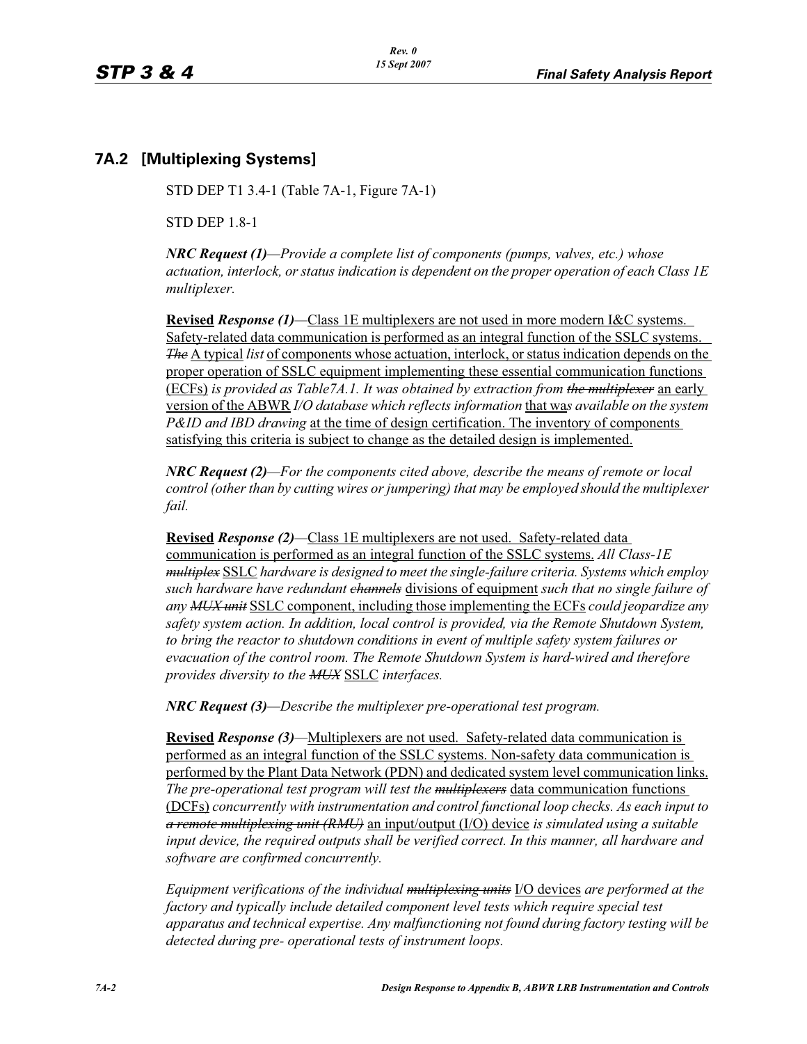## 7A.2 [Multiplexing Systems]

STD DEP T1 3.4-1 (Table 7A-1, Figure 7A-1)

STD DEP 1.8-1

***NRC Request (1)****—Provide a complete list of components (pumps, valves, etc.) whose actuation, interlock, or status indication is dependent on the proper operation of each Class 1E multiplexer.*

**Revised** ***Response (1)****—*Class 1E multiplexers are not used in more modern I&C systems. Safety-related data communication is performed as an integral function of the SSLC systems. ~~*The*~~ A typical *list* of components whose actuation, interlock, or status indication depends on the proper operation of SSLC equipment implementing these essential communication functions (ECFs) *is provided as Table7A.1. It was obtained by extraction from* ~~*the multiplexer*~~ an early version of the ABWR *I/O database which reflects information* that wa*s available on the system P&ID and IBD drawing* at the time of design certification. The inventory of components satisfying this criteria is subject to change as the detailed design is implemented.

***NRC Request (2)****—For the components cited above, describe the means of remote or local control (other than by cutting wires or jumpering) that may be employed should the multiplexer fail.*

**Revised** ***Response (2)****—*Class 1E multiplexers are not used. Safety-related data communication is performed as an integral function of the SSLC systems. *All Class-1E* ~~*multiplex*~~ SSLC *hardware is designed to meet the single-failure criteria. Systems which employ such hardware have redundant* ~~*channels*~~ divisions of equipment *such that no single failure of any* ~~*MUX unit*~~ SSLC component, including those implementing the ECFs *could jeopardize any safety system action. In addition, local control is provided, via the Remote Shutdown System, to bring the reactor to shutdown conditions in event of multiple safety system failures or evacuation of the control room. The Remote Shutdown System is hard-wired and therefore provides diversity to the* ~~*MUX*~~ SSLC *interfaces.*

***NRC Request (3)****—Describe the multiplexer pre-operational test program.*

**Revised** ***Response (3)****—*Multiplexers are not used. Safety-related data communication is performed as an integral function of the SSLC systems. Non-safety data communication is performed by the Plant Data Network (PDN) and dedicated system level communication links. *The pre-operational test program will test the* ~~*multiplexers*~~ data communication functions (DCFs) *concurrently with instrumentation and control functional loop checks. As each input to* ~~*a remote multiplexing unit (RMU)*~~ an input/output (I/O) device *is simulated using a suitable input device, the required outputs shall be verified correct. In this manner, all hardware and software are confirmed concurrently.*

*Equipment verifications of the individual* ~~*multiplexing units*~~ I/O devices *are performed at the factory and typically include detailed component level tests which require special test apparatus and technical expertise. Any malfunctioning not found during factory testing will be detected during pre- operational tests of instrument loops.*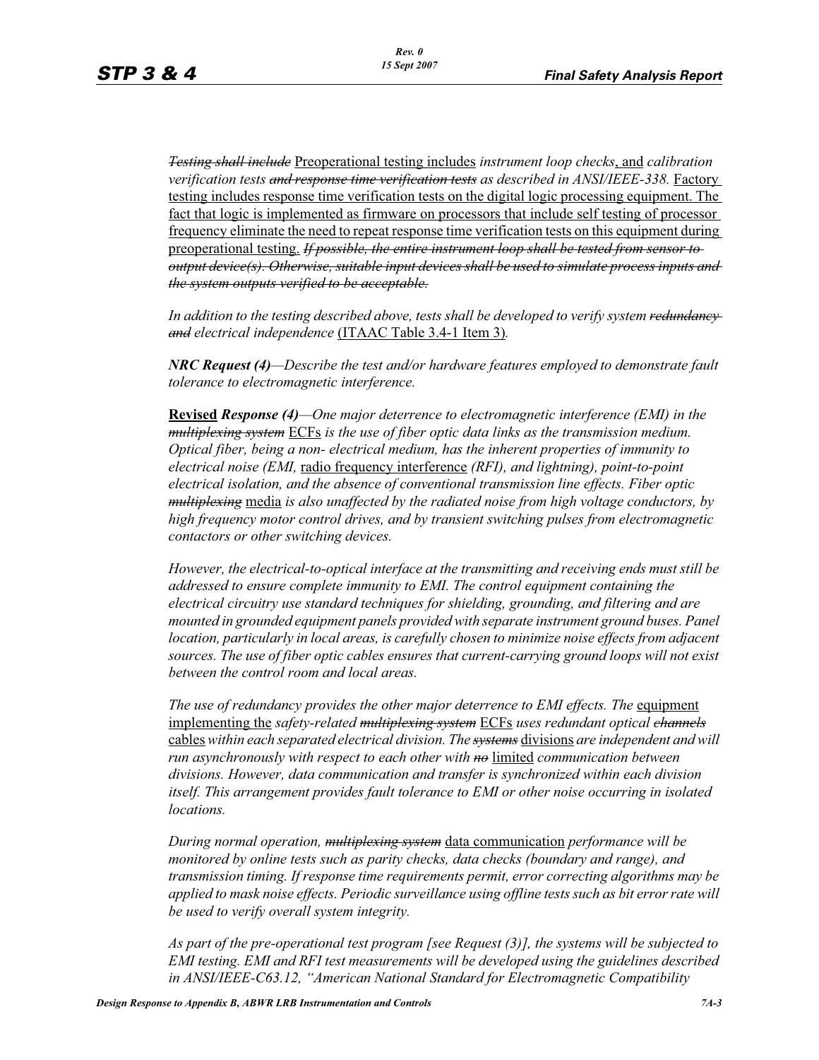~~*Testing shall include*~~ <u>Preoperational testing includes</u> *instrument loop checks*<u>, and</u> *calibration verification tests* ~~*and response time verification tests*~~ *as described in ANSI/IEEE-338.* <u>Factory testing includes response time verification tests on the digital logic processing equipment. The fact that logic is implemented as firmware on processors that include self testing of processor frequency eliminate the need to repeat response time verification tests on this equipment during preoperational testing.</u> ~~*If possible, the entire instrument loop shall be tested from sensor to output device(s). Otherwise, suitable input devices shall be used to simulate process inputs and the system outputs verified to be acceptable.*~~

*In addition to the testing described above, tests shall be developed to verify system* ~~*redundancy and*~~ *electrical independence* <u>(ITAAC Table 3.4-1 Item 3)</u>*.*

***NRC Request (4)****—Describe the test and/or hardware features employed to demonstrate fault tolerance to electromagnetic interference.*

<u>**Revised**</u> ***Response (4)****—One major deterrence to electromagnetic interference (EMI) in the* ~~*multiplexing system*~~ <u>ECFs</u> *is the use of fiber optic data links as the transmission medium. Optical fiber, being a non- electrical medium, has the inherent properties of immunity to electrical noise (EMI,* <u>radio frequency interference</u> *(RFI), and lightning), point-to-point electrical isolation, and the absence of conventional transmission line effects. Fiber optic* ~~*multiplexing*~~ <u>media</u> *is also unaffected by the radiated noise from high voltage conductors, by high frequency motor control drives, and by transient switching pulses from electromagnetic contactors or other switching devices.*

*However, the electrical-to-optical interface at the transmitting and receiving ends must still be addressed to ensure complete immunity to EMI. The control equipment containing the electrical circuitry use standard techniques for shielding, grounding, and filtering and are mounted in grounded equipment panels provided with separate instrument ground buses. Panel location, particularly in local areas, is carefully chosen to minimize noise effects from adjacent sources. The use of fiber optic cables ensures that current-carrying ground loops will not exist between the control room and local areas.*

*The use of redundancy provides the other major deterrence to EMI effects. The* <u>equipment implementing the</u> *safety-related* ~~*multiplexing system*~~ <u>ECFs</u> *uses redundant optical* ~~*channels*~~ <u>cables</u> *within each separated electrical division. The* ~~*systems*~~ <u>divisions</u> *are independent and will run asynchronously with respect to each other with* ~~*no*~~ <u>limited</u> *communication between divisions. However, data communication and transfer is synchronized within each division itself. This arrangement provides fault tolerance to EMI or other noise occurring in isolated locations.*

*During normal operation,* ~~*multiplexing system*~~ <u>data communication</u> *performance will be monitored by online tests such as parity checks, data checks (boundary and range), and transmission timing. If response time requirements permit, error correcting algorithms may be applied to mask noise effects. Periodic surveillance using offline tests such as bit error rate will be used to verify overall system integrity.*

*As part of the pre-operational test program [see Request (3)], the systems will be subjected to EMI testing. EMI and RFI test measurements will be developed using the guidelines described in ANSI/IEEE-C63.12, "American National Standard for Electromagnetic Compatibility*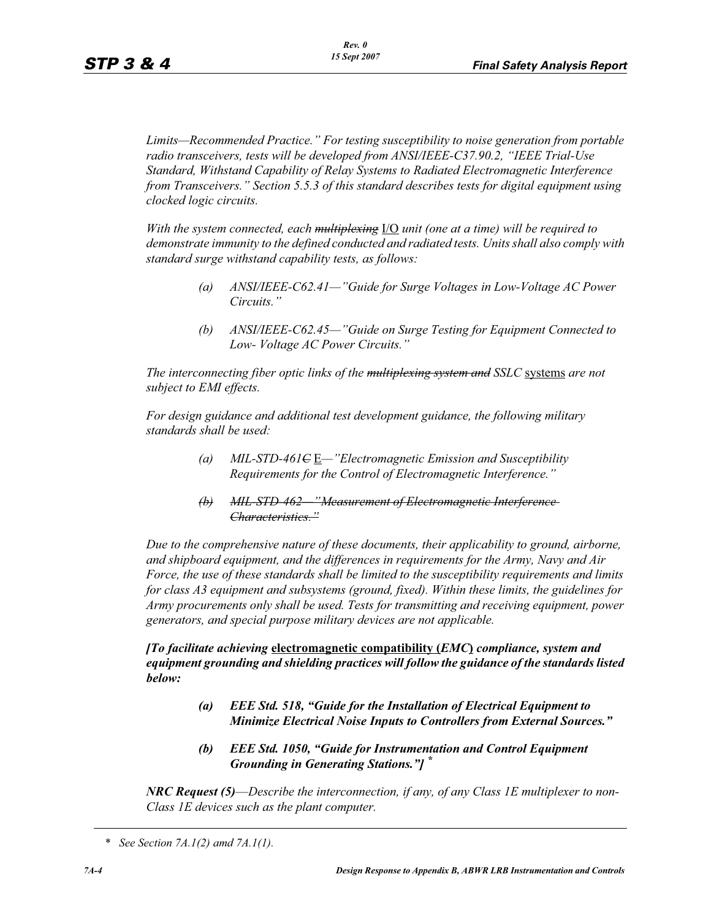*Limits—Recommended Practice." For testing susceptibility to noise generation from portable radio transceivers, tests will be developed from ANSI/IEEE-C37.90.2, "IEEE Trial-Use Standard, Withstand Capability of Relay Systems to Radiated Electromagnetic Interference from Transceivers." Section 5.5.3 of this standard describes tests for digital equipment using clocked logic circuits.*

*With the system connected, each ~~multiplexing~~* <u>I/O</u> *unit (one at a time) will be required to demonstrate immunity to the defined conducted and radiated tests. Units shall also comply with standard surge withstand capability tests, as follows:*

> *(a) ANSI/IEEE-C62.41—"Guide for Surge Voltages in Low-Voltage AC Power Circuits."*
>
> *(b) ANSI/IEEE-C62.45—"Guide on Surge Testing for Equipment Connected to Low- Voltage AC Power Circuits."*

*The interconnecting fiber optic links of the ~~multiplexing system and~~ SSLC* <u>systems</u> *are not subject to EMI effects.*

*For design guidance and additional test development guidance, the following military standards shall be used:*

> *(a) MIL-STD-461~~C~~* <u>E</u>*—"Electromagnetic Emission and Susceptibility Requirements for the Control of Electromagnetic Interference."*
>
> ~~*(b) MIL-STD-462—"Measurement of Electromagnetic Interference Characteristics."*~~

*Due to the comprehensive nature of these documents, their applicability to ground, airborne, and shipboard equipment, and the differences in requirements for the Army, Navy and Air Force, the use of these standards shall be limited to the susceptibility requirements and limits for class A3 equipment and subsystems (ground, fixed). Within these limits, the guidelines for Army procurements only shall be used. Tests for transmitting and receiving equipment, power generators, and special purpose military devices are not applicable.*

***[To facilitate achieving** <u>**electromagnetic compatibility (**</u>**EMC**<u>**)**</u> **compliance, system and equipment grounding and shielding practices will follow the guidance of the standards listed below:***

> ***(a) EEE Std. 518, "Guide for the Installation of Electrical Equipment to Minimize Electrical Noise Inputs to Controllers from External Sources."***
>
> ***(b) EEE Std. 1050, "Guide for Instrumentation and Control Equipment Grounding in Generating Stations."]*** *

***NRC Request (5)**—Describe the interconnection, if any, of any Class 1E multiplexer to non-Class 1E devices such as the plant computer.*

---

\* *See Section 7A.1(2) amd 7A.1(1).*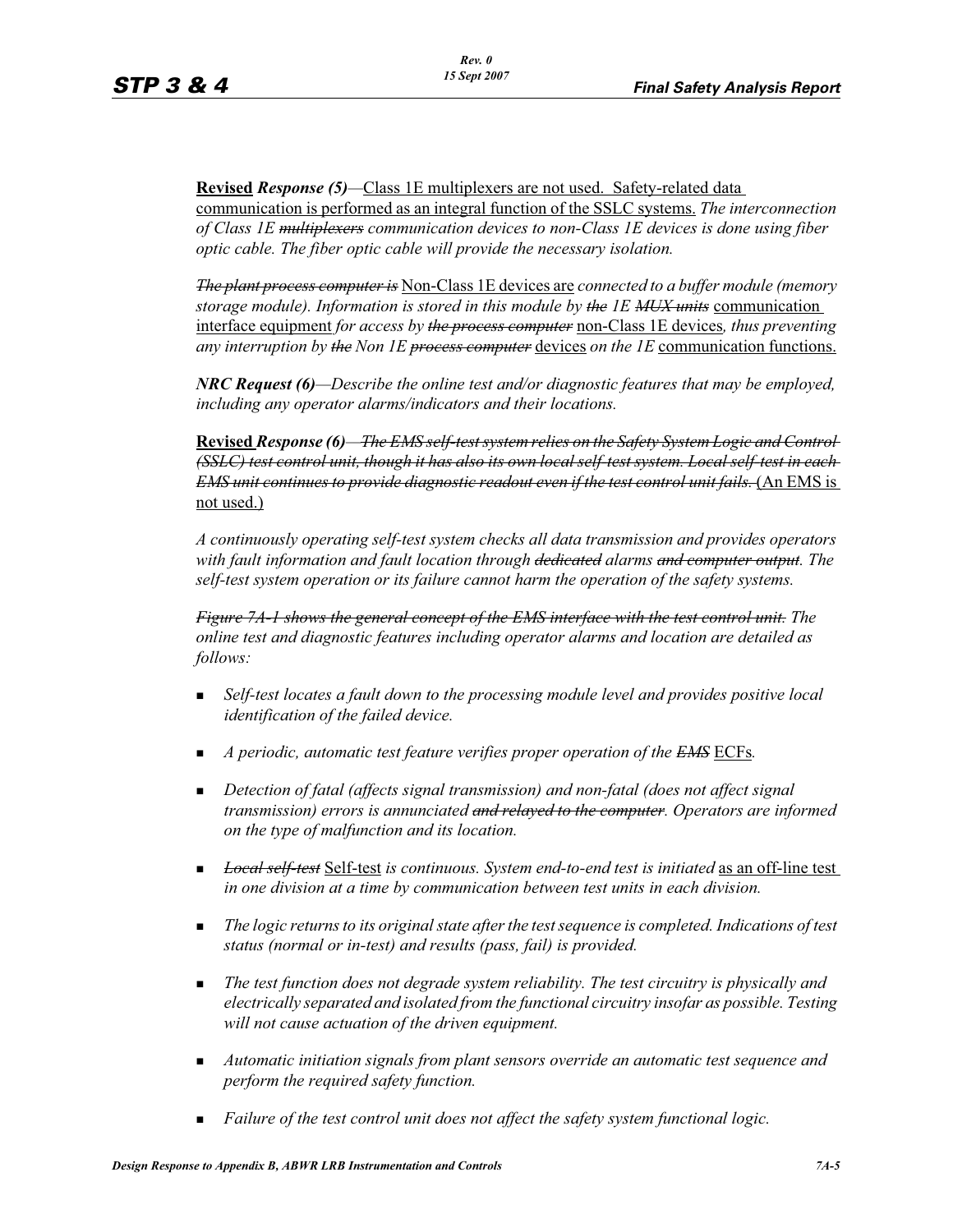**Revised** *Response (5)*—Class 1E multiplexers are not used. Safety-related data communication is performed as an integral function of the SSLC systems. *The interconnection of Class 1E ~~multiplexers~~ communication devices to non-Class 1E devices is done using fiber optic cable. The fiber optic cable will provide the necessary isolation.*

*~~The plant process computer is~~* Non-Class 1E devices are *connected to a buffer module (memory storage module). Information is stored in this module by ~~the~~ 1E ~~MUX units~~* communication interface equipment *for access by ~~the process computer~~* non-Class 1E devices*, thus preventing any interruption by ~~the~~ Non 1E ~~process computer~~* devices *on the 1E* communication functions.

***NRC Request (6)****—Describe the online test and/or diagnostic features that may be employed, including any operator alarms/indicators and their locations.*

**Revised** ***Response (6)****—~~The EMS self-test system relies on the Safety System Logic and Control (SSLC) test control unit, though it has also its own local self-test system. Local self-test in each EMS unit continues to provide diagnostic readout even if the test control unit fails.~~* (An EMS is not used.)

*A continuously operating self-test system checks all data transmission and provides operators with fault information and fault location through ~~dedicated~~ alarms ~~and computer output~~. The self-test system operation or its failure cannot harm the operation of the safety systems.*

*~~Figure 7A-1 shows the general concept of the EMS interface with the test control unit.~~ The online test and diagnostic features including operator alarms and location are detailed as follows:*

- *Self-test locates a fault down to the processing module level and provides positive local identification of the failed device.*
- *A periodic, automatic test feature verifies proper operation of the ~~EMS~~* ECFs*.*
- *Detection of fatal (affects signal transmission) and non-fatal (does not affect signal transmission) errors is annunciated ~~and relayed to the computer~~. Operators are informed on the type of malfunction and its location.*
- *~~Local self-test~~* Self-test *is continuous. System end-to-end test is initiated* as an off-line test *in one division at a time by communication between test units in each division.*
- *The logic returns to its original state after the test sequence is completed. Indications of test status (normal or in-test) and results (pass, fail) is provided.*
- *The test function does not degrade system reliability. The test circuitry is physically and electrically separated and isolated from the functional circuitry insofar as possible. Testing will not cause actuation of the driven equipment.*
- *Automatic initiation signals from plant sensors override an automatic test sequence and perform the required safety function.*
- *Failure of the test control unit does not affect the safety system functional logic.*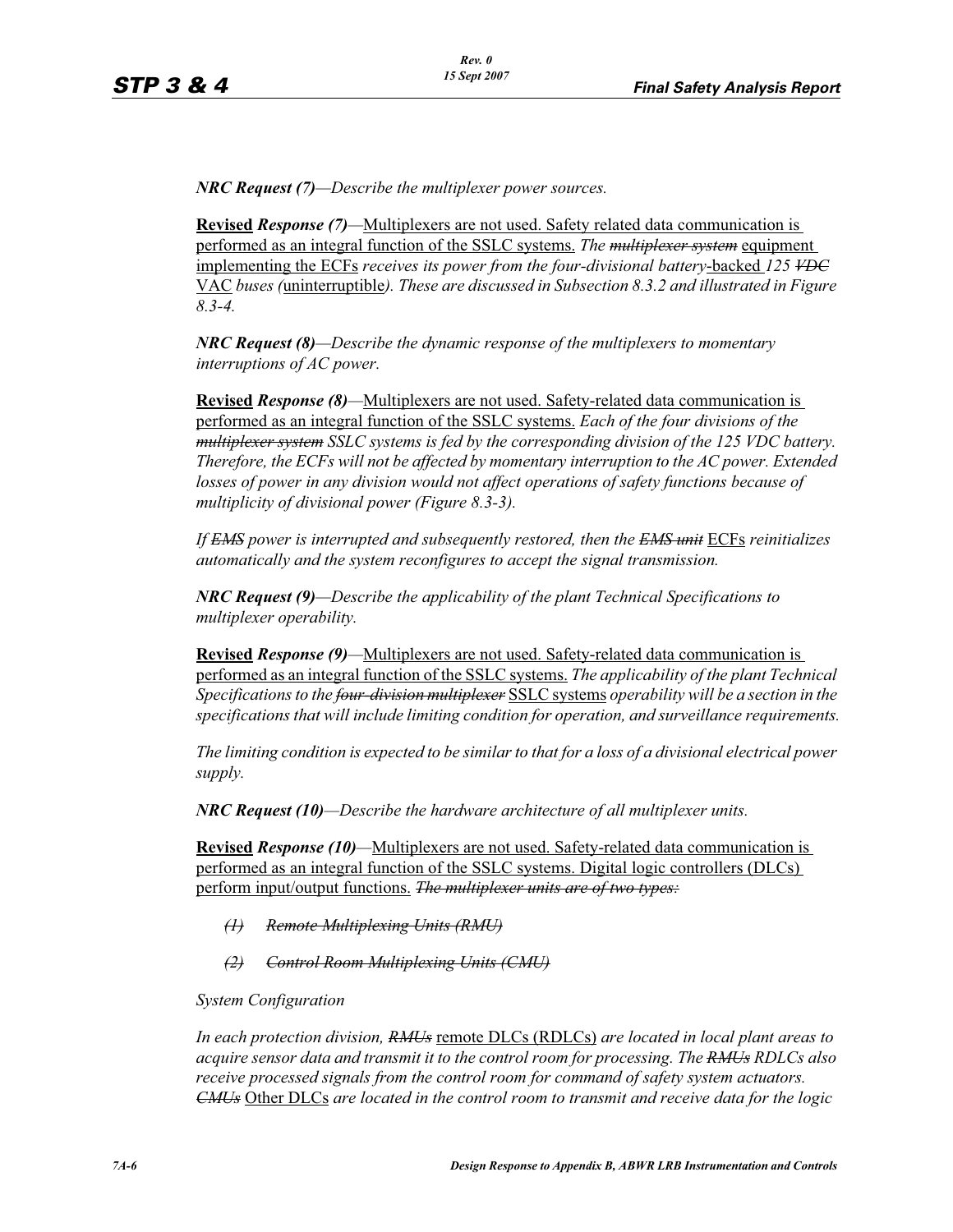***NRC Request (7)****—Describe the multiplexer power sources.*

**Revised** ***Response (7)****—*<u>Multiplexers are not used. Safety related data communication is performed as an integral function of the SSLC systems.</u> *The ~~multiplexer system~~* <u>equipment implementing the ECFs</u> *receives its power from the four-divisional battery*<u>-backed</u> *125 ~~VDC~~* <u>VAC</u> *buses (*<u>uninterruptible</u>*). These are discussed in Subsection 8.3.2 and illustrated in Figure 8.3-4.*

***NRC Request (8)****—Describe the dynamic response of the multiplexers to momentary interruptions of AC power.*

**Revised** ***Response (8)****—*<u>Multiplexers are not used. Safety-related data communication is performed as an integral function of the SSLC systems.</u> *Each of the four divisions of the ~~multiplexer system~~ SSLC systems is fed by the corresponding division of the 125 VDC battery. Therefore, the ECFs will not be affected by momentary interruption to the AC power. Extended losses of power in any division would not affect operations of safety functions because of multiplicity of divisional power (Figure 8.3-3).*

*If ~~EMS~~ power is interrupted and subsequently restored, then the ~~EMS unit~~* <u>ECFs</u> *reinitializes automatically and the system reconfigures to accept the signal transmission.*

***NRC Request (9)****—Describe the applicability of the plant Technical Specifications to multiplexer operability.*

**Revised** ***Response (9)****—*<u>Multiplexers are not used. Safety-related data communication is performed as an integral function of the SSLC systems.</u> *The applicability of the plant Technical Specifications to the ~~four-division multiplexer~~* <u>SSLC systems</u> *operability will be a section in the specifications that will include limiting condition for operation, and surveillance requirements.*

*The limiting condition is expected to be similar to that for a loss of a divisional electrical power supply.*

***NRC Request (10)****—Describe the hardware architecture of all multiplexer units.*

**Revised** ***Response (10)****—*<u>Multiplexers are not used. Safety-related data communication is performed as an integral function of the SSLC systems. Digital logic controllers (DLCs) perform input/output functions.</u> *~~The multiplexer units are of two types:~~*

- *~~(1) Remote Multiplexing Units (RMU)~~*
- *~~(2) Control Room Multiplexing Units (CMU)~~*

*System Configuration*

*In each protection division, ~~RMUs~~* <u>remote DLCs (RDLCs)</u> *are located in local plant areas to acquire sensor data and transmit it to the control room for processing. The ~~RMUs~~ RDLCs also receive processed signals from the control room for command of safety system actuators. ~~CMUs~~* <u>Other DLCs</u> *are located in the control room to transmit and receive data for the logic*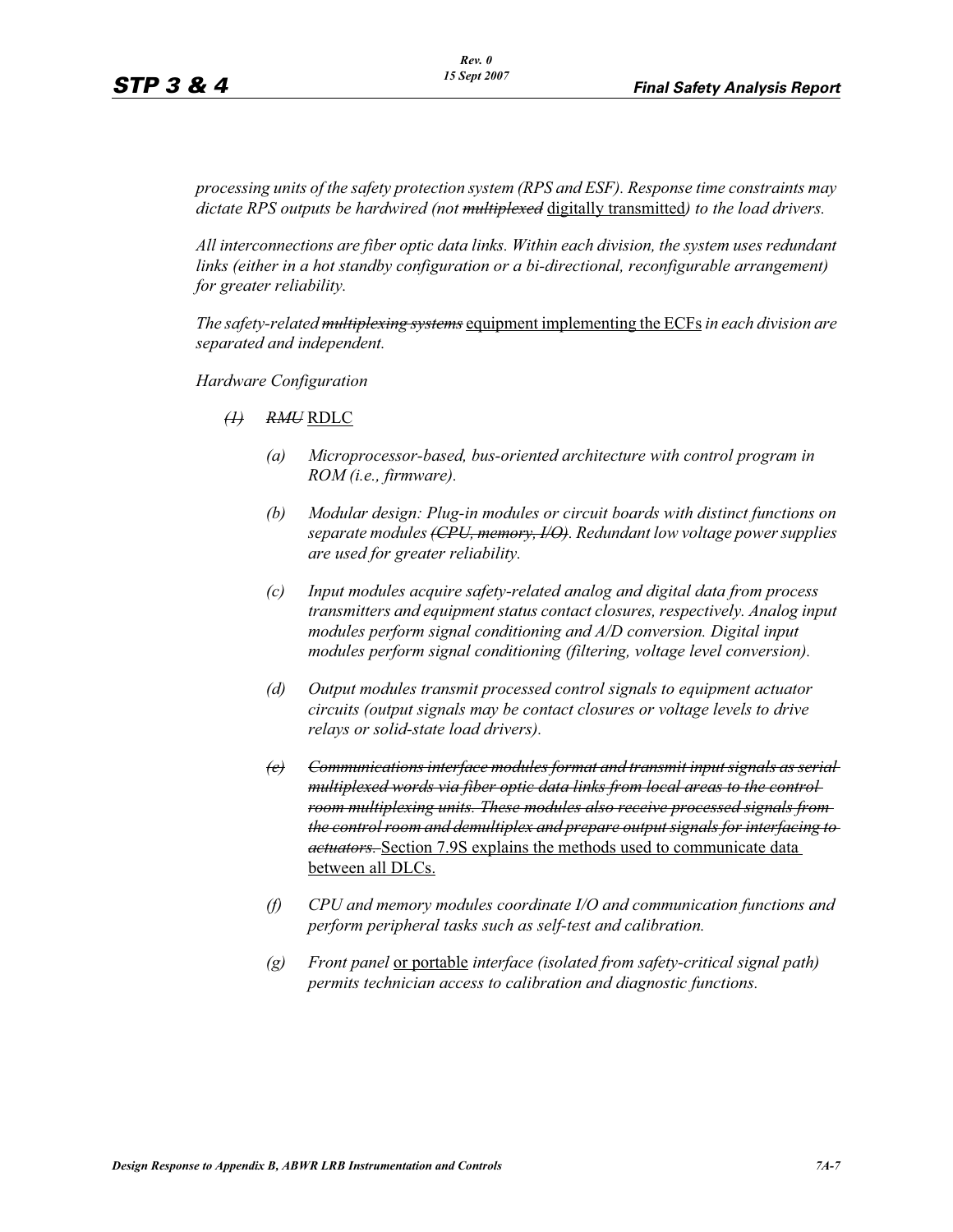*processing units of the safety protection system (RPS and ESF). Response time constraints may dictate RPS outputs be hardwired (not ~~multiplexed~~* <u>digitally transmitted</u>*) to the load drivers.*

*All interconnections are fiber optic data links. Within each division, the system uses redundant links (either in a hot standby configuration or a bi-directional, reconfigurable arrangement) for greater reliability.*

*The safety-related ~~multiplexing systems~~* <u>equipment implementing the ECFs</u> *in each division are separated and independent.*

*Hardware Configuration*

~~*(1)*~~ ~~*RMU*~~ <u>RDLC</u>

*(a) Microprocessor-based, bus-oriented architecture with control program in ROM (i.e., firmware).*

*(b) Modular design: Plug-in modules or circuit boards with distinct functions on separate modules ~~(CPU, memory, I/O)~~. Redundant low voltage power supplies are used for greater reliability.*

*(c) Input modules acquire safety-related analog and digital data from process transmitters and equipment status contact closures, respectively. Analog input modules perform signal conditioning and A/D conversion. Digital input modules perform signal conditioning (filtering, voltage level conversion).*

*(d) Output modules transmit processed control signals to equipment actuator circuits (output signals may be contact closures or voltage levels to drive relays or solid-state load drivers).*

*(e)* ~~*Communications interface modules format and transmit input signals as serial multiplexed words via fiber optic data links from local areas to the control room multiplexing units. These modules also receive processed signals from the control room and demultiplex and prepare output signals for interfacing to actuators.*~~ <u>Section 7.9S explains the methods used to communicate data between all DLCs.</u>

*(f) CPU and memory modules coordinate I/O and communication functions and perform peripheral tasks such as self-test and calibration.*

*(g) Front panel* <u>or portable</u> *interface (isolated from safety-critical signal path) permits technician access to calibration and diagnostic functions.*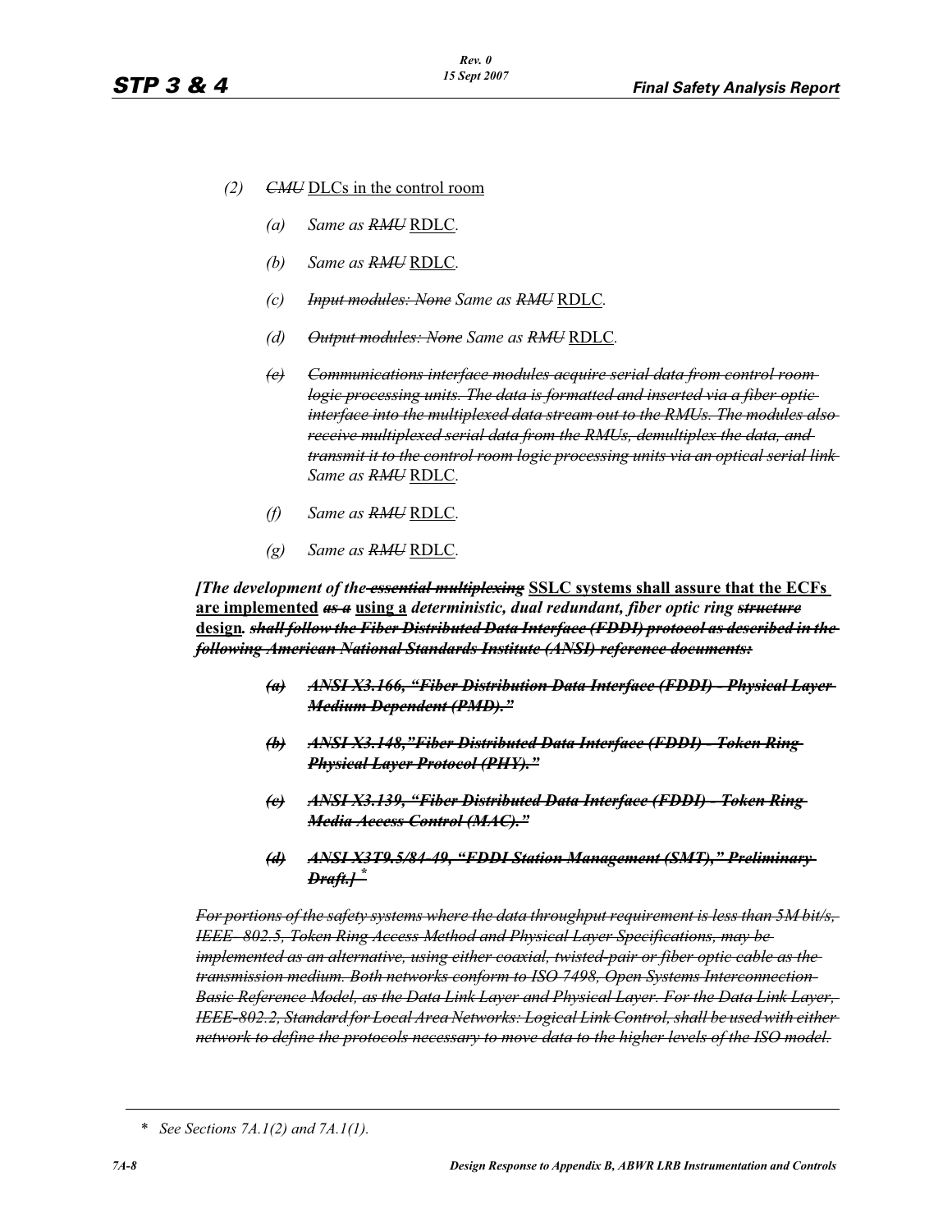(2) ~~CMU~~ DLCs in the control room

   (a) *Same as ~~RMU~~* RDLC.

   (b) *Same as ~~RMU~~* RDLC.

   (c) *~~Input modules: None~~ Same as ~~RMU~~* RDLC.

   (d) *~~Output modules: None~~ Same as ~~RMU~~* RDLC.

   (e) *~~Communications interface modules acquire serial data from control room logic processing units. The data is formatted and inserted via a fiber optic interface into the multiplexed data stream out to the RMUs. The modules also receive multiplexed serial data from the RMUs, demultiplex the data, and transmit it to the control room logic processing units via an optical serial link~~ Same as ~~RMU~~* RDLC.

   (f) *Same as ~~RMU~~* RDLC.

   (g) *Same as ~~RMU~~* RDLC.

***[The development of the ~~essential multiplexing~~* SSLC systems shall assure that the ECFs are implemented *~~as a~~* using a *deterministic, dual redundant, fiber optic ring ~~structure~~* design*. ~~shall follow the Fiber Distributed Data Interface (FDDI) protocol as described in the following American National Standards Institute (ANSI) reference documents:~~***

   ***~~(a) ANSI X3.166, "Fiber Distribution Data Interface (FDDI) - Physical Layer Medium Dependent (PMD)."~~***

   ***~~(b) ANSI X3.148,"Fiber Distributed Data Interface (FDDI) - Token Ring Physical Layer Protocol (PHY)."~~***

   ***~~(c) ANSI X3.139, "Fiber Distributed Data Interface (FDDI) - Token Ring Media Access Control (MAC)."~~***

   ***~~(d) ANSI X3T9.5/84-49, "FDDI Station Management (SMT)," Preliminary Draft.]~~*** *

*~~For portions of the safety systems where the data throughput requirement is less than 5M bit/s, IEEE- 802.5, Token Ring Access Method and Physical Layer Specifications, may be implemented as an alternative, using either coaxial, twisted-pair or fiber optic cable as the transmission medium. Both networks conform to ISO 7498, Open Systems Interconnection Basic Reference Model, as the Data Link Layer and Physical Layer. For the Data Link Layer, IEEE-802.2, Standard for Local Area Networks: Logical Link Control, shall be used with either network to define the protocols necessary to move data to the higher levels of the ISO model.~~*

---

\* *See Sections 7A.1(2) and 7A.1(1).*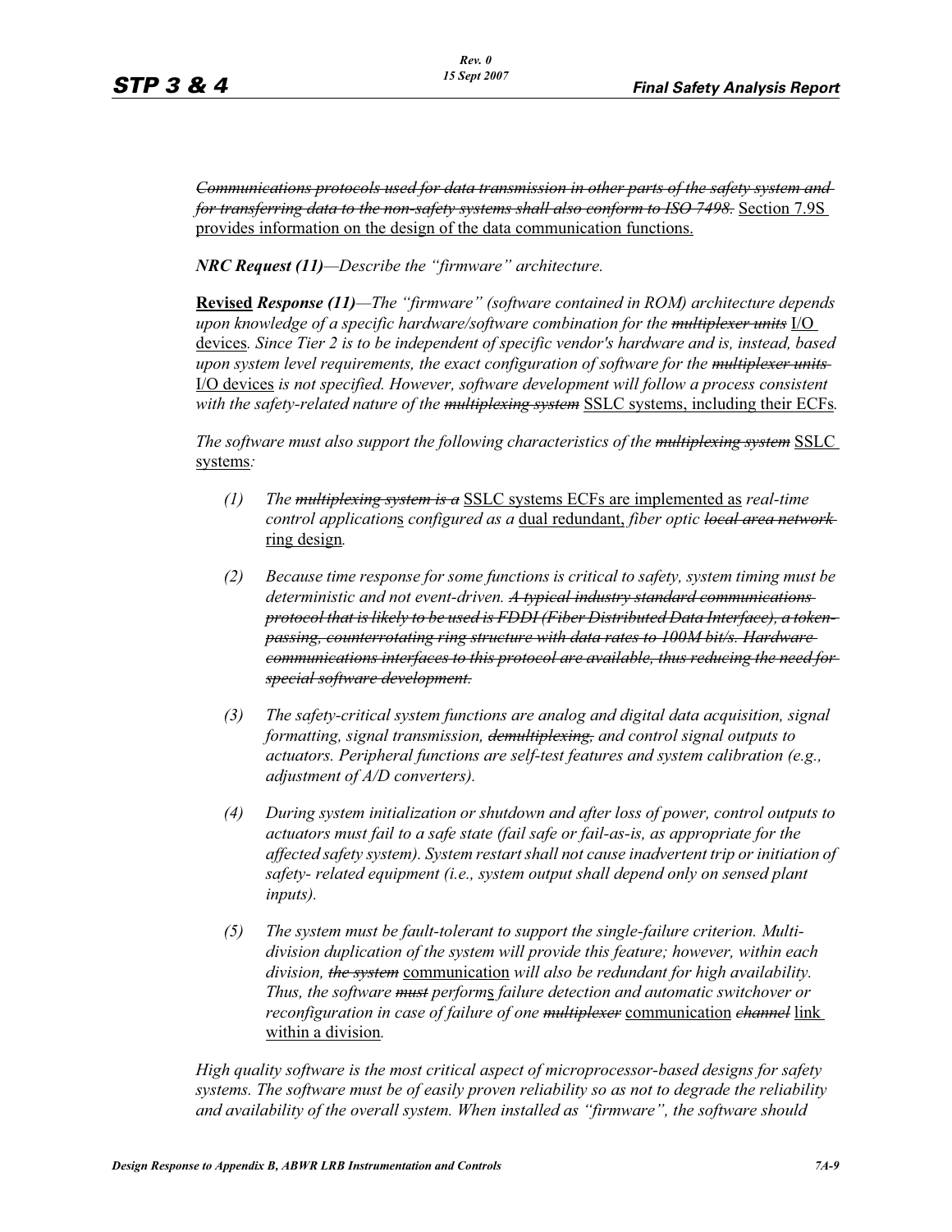*~~Communications protocols used for data transmission in other parts of the safety system and for transferring data to the non-safety systems shall also conform to ISO 7498.~~* <u>Section 7.9S provides information on the design of the data communication functions.</u>

***NRC Request (11)****—Describe the "firmware" architecture.*

<u>**Revised**</u> ***Response (11)****—The "firmware" (software contained in ROM) architecture depends upon knowledge of a specific hardware/software combination for the ~~multiplexer units~~* <u>I/O devices</u>*. Since Tier 2 is to be independent of specific vendor's hardware and is, instead, based upon system level requirements, the exact configuration of software for the ~~multiplexer units~~* <u>I/O devices</u> *is not specified. However, software development will follow a process consistent with the safety-related nature of the ~~multiplexing system~~* <u>SSLC systems, including their ECFs</u>*.*

*The software must also support the following characteristics of the ~~multiplexing system~~* <u>SSLC systems</u>*:*

*(1) The ~~multiplexing system is a~~* <u>SSLC systems ECFs are implemented as</u> *real-time control application*<u>s</u> *configured as a* <u>dual redundant,</u> *fiber optic ~~local area network~~* <u>ring design</u>*.*

*(2) Because time response for some functions is critical to safety, system timing must be deterministic and not event-driven. ~~A typical industry standard communications protocol that is likely to be used is FDDI (Fiber Distributed Data Interface), a token-passing, counterrotating ring structure with data rates to 100M bit/s. Hardware communications interfaces to this protocol are available, thus reducing the need for special software development.~~*

*(3) The safety-critical system functions are analog and digital data acquisition, signal formatting, signal transmission, ~~demultiplexing,~~ and control signal outputs to actuators. Peripheral functions are self-test features and system calibration (e.g., adjustment of A/D converters).*

*(4) During system initialization or shutdown and after loss of power, control outputs to actuators must fail to a safe state (fail safe or fail-as-is, as appropriate for the affected safety system). System restart shall not cause inadvertent trip or initiation of safety- related equipment (i.e., system output shall depend only on sensed plant inputs).*

*(5) The system must be fault-tolerant to support the single-failure criterion. Multi-division duplication of the system will provide this feature; however, within each division, ~~the system~~* <u>communication</u> *will also be redundant for high availability. Thus, the software ~~must~~ perform*<u>s</u> *failure detection and automatic switchover or reconfiguration in case of failure of one ~~multiplexer~~* <u>communication</u> *~~channel~~* <u>link within a division</u>*.*

*High quality software is the most critical aspect of microprocessor-based designs for safety systems. The software must be of easily proven reliability so as not to degrade the reliability and availability of the overall system. When installed as "firmware", the software should*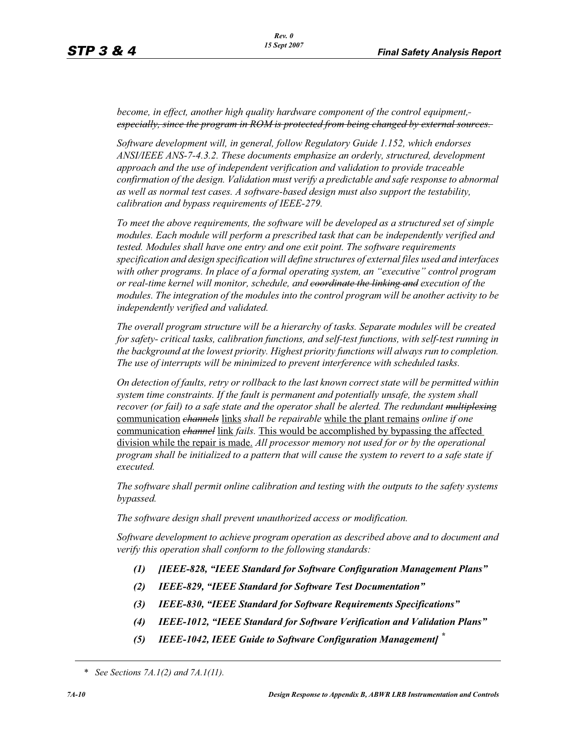*become, in effect, another high quality hardware component of the control equipment,~~especially, since the program in ROM is protected from being changed by external sources.~~*

*Software development will, in general, follow Regulatory Guide 1.152, which endorses ANSI/IEEE ANS-7-4.3.2. These documents emphasize an orderly, structured, development approach and the use of independent verification and validation to provide traceable confirmation of the design. Validation must verify a predictable and safe response to abnormal as well as normal test cases. A software-based design must also support the testability, calibration and bypass requirements of IEEE-279.*

*To meet the above requirements, the software will be developed as a structured set of simple modules. Each module will perform a prescribed task that can be independently verified and tested. Modules shall have one entry and one exit point. The software requirements specification and design specification will define structures of external files used and interfaces with other programs. In place of a formal operating system, an "executive" control program or real-time kernel will monitor, schedule, and ~~coordinate the linking and~~ execution of the modules. The integration of the modules into the control program will be another activity to be independently verified and validated.*

*The overall program structure will be a hierarchy of tasks. Separate modules will be created for safety- critical tasks, calibration functions, and self-test functions, with self-test running in the background at the lowest priority. Highest priority functions will always run to completion. The use of interrupts will be minimized to prevent interference with scheduled tasks.*

*On detection of faults, retry or rollback to the last known correct state will be permitted within system time constraints. If the fault is permanent and potentially unsafe, the system shall recover (or fail) to a safe state and the operator shall be alerted. The redundant ~~multiplexing~~* <u>communication</u> *~~channels~~* <u>links</u> *shall be repairable* <u>while the plant remains</u> *online if one* <u>communication</u> *~~channel~~* <u>link</u> *fails.* <u>This would be accomplished by bypassing the affected division while the repair is made.</u> *All processor memory not used for or by the operational program shall be initialized to a pattern that will cause the system to revert to a safe state if executed.*

*The software shall permit online calibration and testing with the outputs to the safety systems bypassed.*

*The software design shall prevent unauthorized access or modification.*

*Software development to achieve program operation as described above and to document and verify this operation shall conform to the following standards:*

***(1) [IEEE-828, "IEEE Standard for Software Configuration Management Plans"***

***(2) IEEE-829, "IEEE Standard for Software Test Documentation"***

***(3) IEEE-830, "IEEE Standard for Software Requirements Specifications"***

***(4) IEEE-1012, "IEEE Standard for Software Verification and Validation Plans"***

***(5) IEEE-1042, IEEE Guide to Software Configuration Management]*** *

\* *See Sections 7A.1(2) and 7A.1(11).*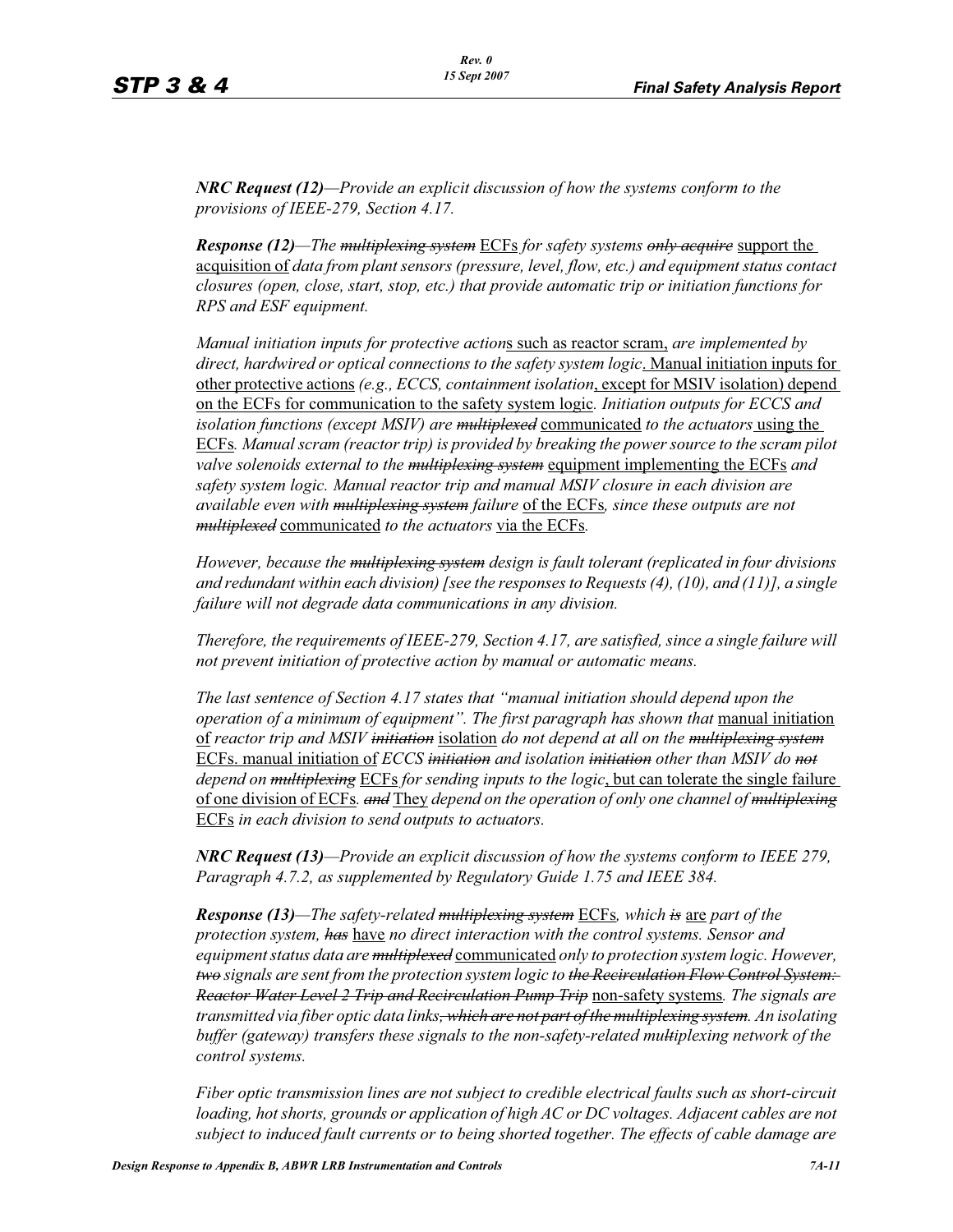***NRC Request (12)***—*Provide an explicit discussion of how the systems conform to the provisions of IEEE-279, Section 4.17.*

***Response (12)***—The ~~multiplexing system~~ ECFs for safety systems ~~only acquire~~ support the acquisition of data from plant sensors (pressure, level, flow, etc.) and equipment status contact closures (open, close, start, stop, etc.) that provide automatic trip or initiation functions for RPS and ESF equipment.

Manual initiation inputs for protective actions such as reactor scram, are implemented by direct, hardwired or optical connections to the safety system logic. Manual initiation inputs for other protective actions (e.g., ECCS, containment isolation, except for MSIV isolation) depend on the ECFs for communication to the safety system logic. Initiation outputs for ECCS and isolation functions (except MSIV) are ~~multiplexed~~ communicated to the actuators using the ECFs. Manual scram (reactor trip) is provided by breaking the power source to the scram pilot valve solenoids external to the ~~multiplexing system~~ equipment implementing the ECFs and safety system logic. Manual reactor trip and manual MSIV closure in each division are available even with ~~multiplexing system~~ failure of the ECFs, since these outputs are not ~~multiplexed~~ communicated to the actuators via the ECFs.

However, because the ~~multiplexing system~~ design is fault tolerant (replicated in four divisions and redundant within each division) [see the responses to Requests (4), (10), and (11)], a single failure will not degrade data communications in any division.

Therefore, the requirements of IEEE-279, Section 4.17, are satisfied, since a single failure will not prevent initiation of protective action by manual or automatic means.

The last sentence of Section 4.17 states that "manual initiation should depend upon the operation of a minimum of equipment". The first paragraph has shown that manual initiation of reactor trip and MSIV ~~initiation~~ isolation do not depend at all on the ~~multiplexing system~~ ECFs. manual initiation of ECCS ~~initiation~~ and isolation ~~initiation~~ other than MSIV do ~~not~~ depend on ~~multiplexing~~ ECFs for sending inputs to the logic, but can tolerate the single failure of one division of ECFs. ~~and~~ They depend on the operation of only one channel of ~~multiplexing~~ ECFs in each division to send outputs to actuators.

***NRC Request (13)***—*Provide an explicit discussion of how the systems conform to IEEE 279, Paragraph 4.7.2, as supplemented by Regulatory Guide 1.75 and IEEE 384.*

***Response (13)***—The safety-related ~~multiplexing system~~ ECFs, which ~~is~~ are part of the protection system, ~~has~~ have no direct interaction with the control systems. Sensor and equipment status data are ~~multiplexed~~ communicated only to protection system logic. However, ~~two~~ signals are sent from the protection system logic to ~~the Recirculation Flow Control System: Reactor Water Level 2 Trip and Recirculation Pump Trip~~ non-safety systems. The signals are transmitted via fiber optic data links~~, which are not part of the multiplexing system~~. An isolating buffer (gateway) transfers these signals to the non-safety-related mu~~lti~~plexing network of the control systems.

Fiber optic transmission lines are not subject to credible electrical faults such as short-circuit loading, hot shorts, grounds or application of high AC or DC voltages. Adjacent cables are not subject to induced fault currents or to being shorted together. The effects of cable damage are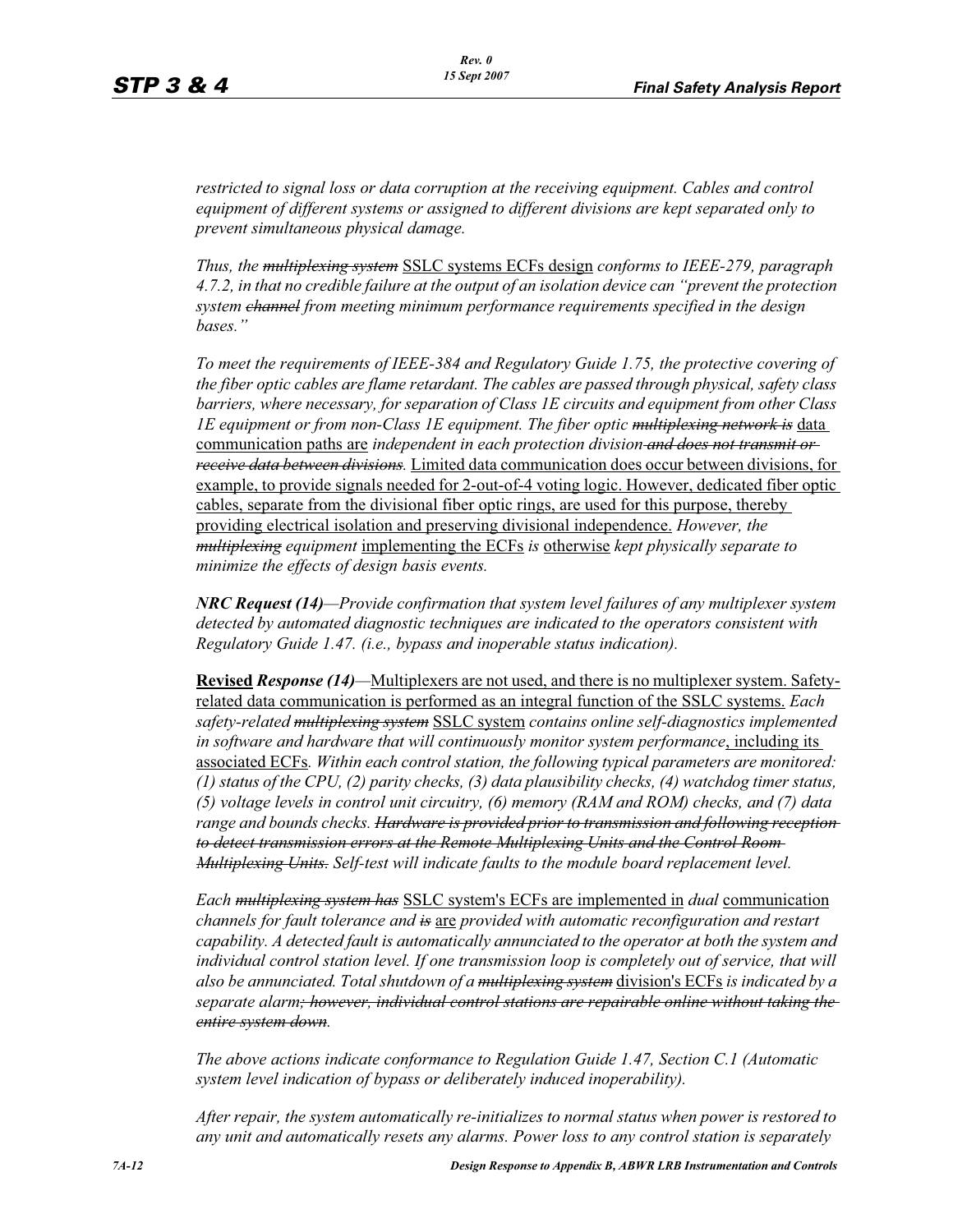*restricted to signal loss or data corruption at the receiving equipment. Cables and control equipment of different systems or assigned to different divisions are kept separated only to prevent simultaneous physical damage.*

*Thus, the* ~~*multiplexing system*~~ <u>SSLC systems ECFs design</u> *conforms to IEEE-279, paragraph 4.7.2, in that no credible failure at the output of an isolation device can "prevent the protection system* ~~*channel*~~ *from meeting minimum performance requirements specified in the design bases."*

*To meet the requirements of IEEE-384 and Regulatory Guide 1.75, the protective covering of the fiber optic cables are flame retardant. The cables are passed through physical, safety class barriers, where necessary, for separation of Class 1E circuits and equipment from other Class 1E equipment or from non-Class 1E equipment. The fiber optic* ~~*multiplexing network is*~~ <u>data communication paths are</u> *independent in each protection division* ~~*and does not transmit or receive data between divisions*~~*.* <u>Limited data communication does occur between divisions, for example, to provide signals needed for 2-out-of-4 voting logic. However, dedicated fiber optic cables, separate from the divisional fiber optic rings, are used for this purpose, thereby providing electrical isolation and preserving divisional independence.</u> *However, the* ~~*multiplexing*~~ *equipment* <u>implementing the ECFs</u> *is* <u>otherwise</u> *kept physically separate to minimize the effects of design basis events.*

***NRC Request (14)****—Provide confirmation that system level failures of any multiplexer system detected by automated diagnostic techniques are indicated to the operators consistent with Regulatory Guide 1.47. (i.e., bypass and inoperable status indication).*

<u>**Revised**</u> ***Response (14)***—<u>Multiplexers are not used, and there is no multiplexer system. Safety-related data communication is performed as an integral function of the SSLC systems.</u> *Each safety-related* ~~*multiplexing system*~~ <u>SSLC system</u> *contains online self-diagnostics implemented in software and hardware that will continuously monitor system performance*<u>, including its associated ECFs</u>*. Within each control station, the following typical parameters are monitored: (1) status of the CPU, (2) parity checks, (3) data plausibility checks, (4) watchdog timer status, (5) voltage levels in control unit circuitry, (6) memory (RAM and ROM) checks, and (7) data range and bounds checks.* ~~*Hardware is provided prior to transmission and following reception to detect transmission errors at the Remote Multiplexing Units and the Control Room Multiplexing Units.*~~ *Self-test will indicate faults to the module board replacement level.*

*Each* ~~*multiplexing system has*~~ <u>SSLC system's ECFs are implemented in</u> *dual* <u>communication</u> *channels for fault tolerance and* ~~*is*~~ <u>are</u> *provided with automatic reconfiguration and restart capability. A detected fault is automatically annunciated to the operator at both the system and individual control station level. If one transmission loop is completely out of service, that will also be annunciated. Total shutdown of a* ~~*multiplexing system*~~ <u>division's ECFs</u> *is indicated by a separate alarm*~~*; however, individual control stations are repairable online without taking the entire system down*~~*.*

*The above actions indicate conformance to Regulation Guide 1.47, Section C.1 (Automatic system level indication of bypass or deliberately induced inoperability).*

*After repair, the system automatically re-initializes to normal status when power is restored to any unit and automatically resets any alarms. Power loss to any control station is separately*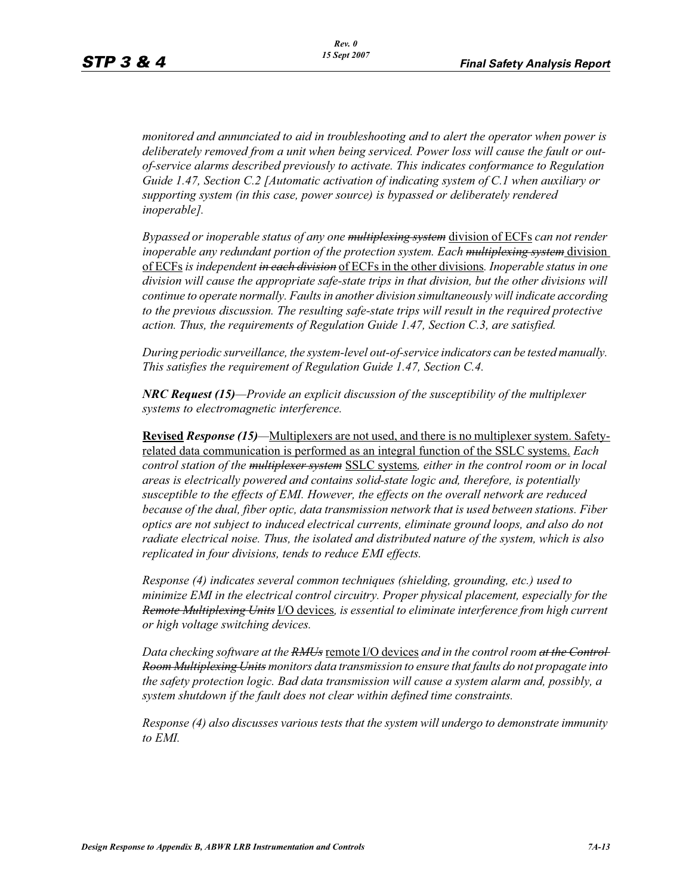*monitored and annunciated to aid in troubleshooting and to alert the operator when power is deliberately removed from a unit when being serviced. Power loss will cause the fault or out-of-service alarms described previously to activate. This indicates conformance to Regulation Guide 1.47, Section C.2 [Automatic activation of indicating system of C.1 when auxiliary or supporting system (in this case, power source) is bypassed or deliberately rendered inoperable].*

*Bypassed or inoperable status of any one* ~~*multiplexing system*~~ <u>division of ECFs</u> *can not render inoperable any redundant portion of the protection system. Each* ~~*multiplexing system*~~ <u>division of ECFs</u> *is independent* ~~*in each division*~~ <u>of ECFs in the other divisions</u>*. Inoperable status in one division will cause the appropriate safe-state trips in that division, but the other divisions will continue to operate normally. Faults in another division simultaneously will indicate according to the previous discussion. The resulting safe-state trips will result in the required protective action. Thus, the requirements of Regulation Guide 1.47, Section C.3, are satisfied.*

*During periodic surveillance, the system-level out-of-service indicators can be tested manually. This satisfies the requirement of Regulation Guide 1.47, Section C.4.*

***NRC Request (15)****—Provide an explicit discussion of the susceptibility of the multiplexer systems to electromagnetic interference.*

<u>**Revised**</u> ***Response (15)****—*<u>Multiplexers are not used, and there is no multiplexer system. Safety-related data communication is performed as an integral function of the SSLC systems.</u> *Each control station of the* ~~*multiplexer system*~~ <u>SSLC systems</u>*, either in the control room or in local areas is electrically powered and contains solid-state logic and, therefore, is potentially susceptible to the effects of EMI. However, the effects on the overall network are reduced because of the dual, fiber optic, data transmission network that is used between stations. Fiber optics are not subject to induced electrical currents, eliminate ground loops, and also do not radiate electrical noise. Thus, the isolated and distributed nature of the system, which is also replicated in four divisions, tends to reduce EMI effects.*

*Response (4) indicates several common techniques (shielding, grounding, etc.) used to minimize EMI in the electrical control circuitry. Proper physical placement, especially for the* ~~*Remote Multiplexing Units*~~ <u>I/O devices</u>*, is essential to eliminate interference from high current or high voltage switching devices.*

*Data checking software at the* ~~*RMUs*~~ <u>remote I/O devices</u> *and in the control room* ~~*at the Control Room Multiplexing Units*~~ *monitors data transmission to ensure that faults do not propagate into the safety protection logic. Bad data transmission will cause a system alarm and, possibly, a system shutdown if the fault does not clear within defined time constraints.*

*Response (4) also discusses various tests that the system will undergo to demonstrate immunity to EMI.*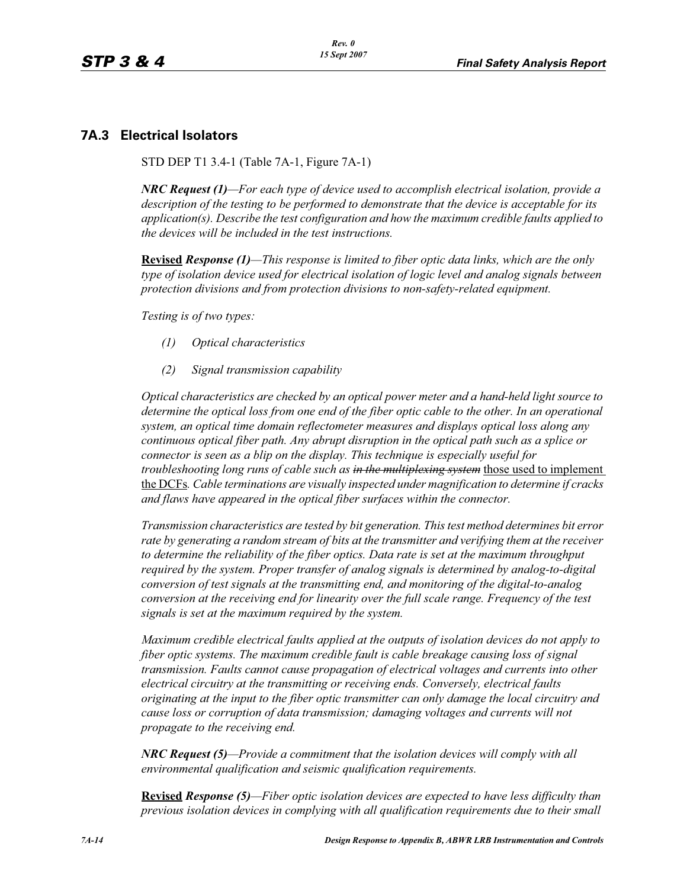## 7A.3 Electrical Isolators

STD DEP T1 3.4-1 (Table 7A-1, Figure 7A-1)

***NRC Request (1)****—For each type of device used to accomplish electrical isolation, provide a description of the testing to be performed to demonstrate that the device is acceptable for its application(s). Describe the test configuration and how the maximum credible faults applied to the devices will be included in the test instructions.*

<u>**Revised**</u> ***Response (1)****—This response is limited to fiber optic data links, which are the only type of isolation device used for electrical isolation of logic level and analog signals between protection divisions and from protection divisions to non-safety-related equipment.*

*Testing is of two types:*

*(1) Optical characteristics*

*(2) Signal transmission capability*

*Optical characteristics are checked by an optical power meter and a hand-held light source to determine the optical loss from one end of the fiber optic cable to the other. In an operational system, an optical time domain reflectometer measures and displays optical loss along any continuous optical fiber path. Any abrupt disruption in the optical path such as a splice or connector is seen as a blip on the display. This technique is especially useful for troubleshooting long runs of cable such as* ~~*in the multiplexing system*~~ <u>those used to implement the DCFs</u>*. Cable terminations are visually inspected under magnification to determine if cracks and flaws have appeared in the optical fiber surfaces within the connector.*

*Transmission characteristics are tested by bit generation. This test method determines bit error rate by generating a random stream of bits at the transmitter and verifying them at the receiver to determine the reliability of the fiber optics. Data rate is set at the maximum throughput required by the system. Proper transfer of analog signals is determined by analog-to-digital conversion of test signals at the transmitting end, and monitoring of the digital-to-analog conversion at the receiving end for linearity over the full scale range. Frequency of the test signals is set at the maximum required by the system.*

*Maximum credible electrical faults applied at the outputs of isolation devices do not apply to fiber optic systems. The maximum credible fault is cable breakage causing loss of signal transmission. Faults cannot cause propagation of electrical voltages and currents into other electrical circuitry at the transmitting or receiving ends. Conversely, electrical faults originating at the input to the fiber optic transmitter can only damage the local circuitry and cause loss or corruption of data transmission; damaging voltages and currents will not propagate to the receiving end.*

***NRC Request (5)****—Provide a commitment that the isolation devices will comply with all environmental qualification and seismic qualification requirements.*

<u>**Revised**</u> ***Response (5)****—Fiber optic isolation devices are expected to have less difficulty than previous isolation devices in complying with all qualification requirements due to their small*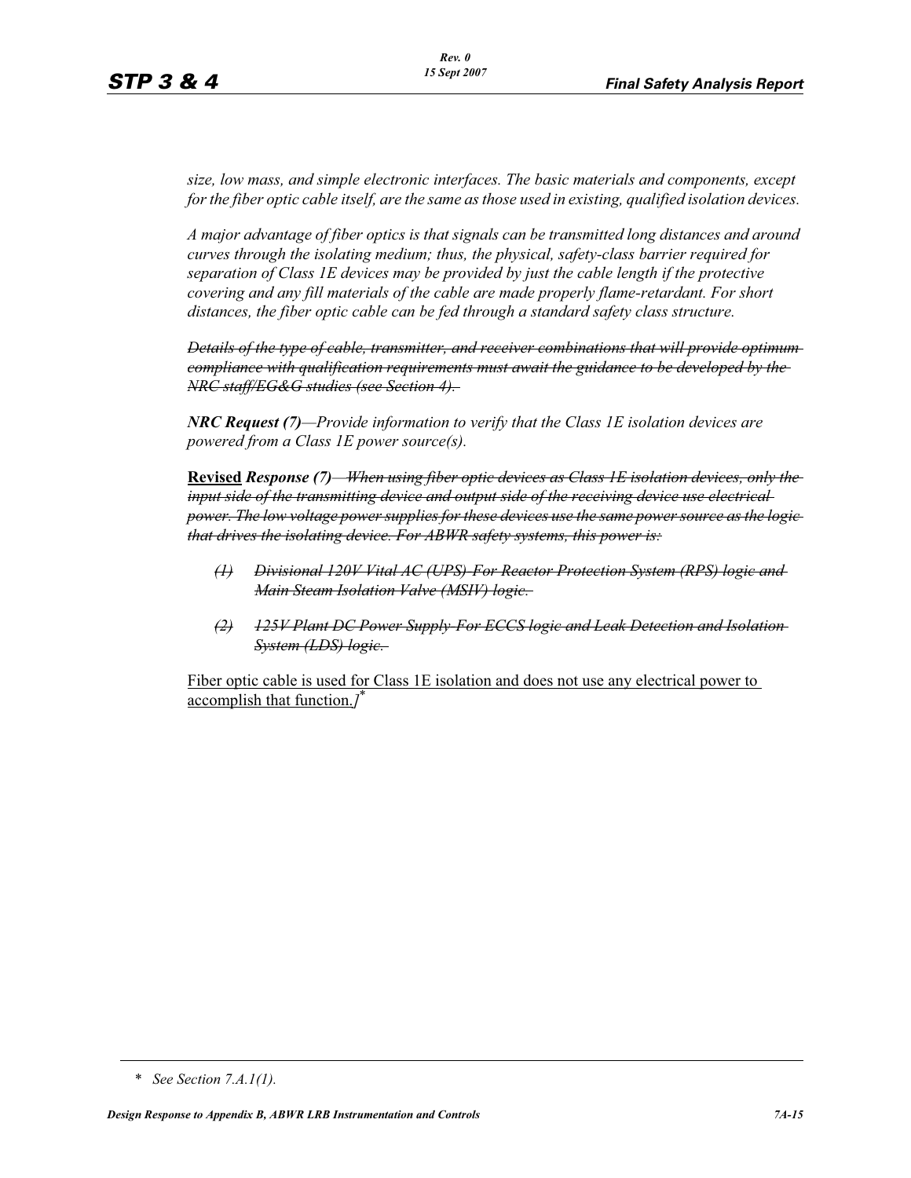*size, low mass, and simple electronic interfaces. The basic materials and components, except for the fiber optic cable itself, are the same as those used in existing, qualified isolation devices.*

*A major advantage of fiber optics is that signals can be transmitted long distances and around curves through the isolating medium; thus, the physical, safety-class barrier required for separation of Class 1E devices may be provided by just the cable length if the protective covering and any fill materials of the cable are made properly flame-retardant. For short distances, the fiber optic cable can be fed through a standard safety class structure.*

~~*Details of the type of cable, transmitter, and receiver combinations that will provide optimum compliance with qualification requirements must await the guidance to be developed by the NRC staff/EG&G studies (see Section 4).*~~

***NRC Request (7)****—Provide information to verify that the Class 1E isolation devices are powered from a Class 1E power source(s).*

<u>**Revised**</u> ***Response (7)***~~*—When using fiber optic devices as Class 1E isolation devices, only the input side of the transmitting device and output side of the receiving device use electrical power. The low voltage power supplies for these devices use the same power source as the logic that drives the isolating device. For ABWR safety systems, this power is:*~~

- ~~*(1) Divisional 120V Vital AC (UPS)-For Reactor Protection System (RPS) logic and Main Steam Isolation Valve (MSIV) logic.*~~
- ~~*(2) 125V Plant DC Power Supply-For ECCS logic and Leak Detection and Isolation System (LDS) logic.*~~

<u>Fiber optic cable is used for Class 1E isolation and does not use any electrical power to accomplish that function.</u>*]**

---

\* *See Section 7.A.1(1).*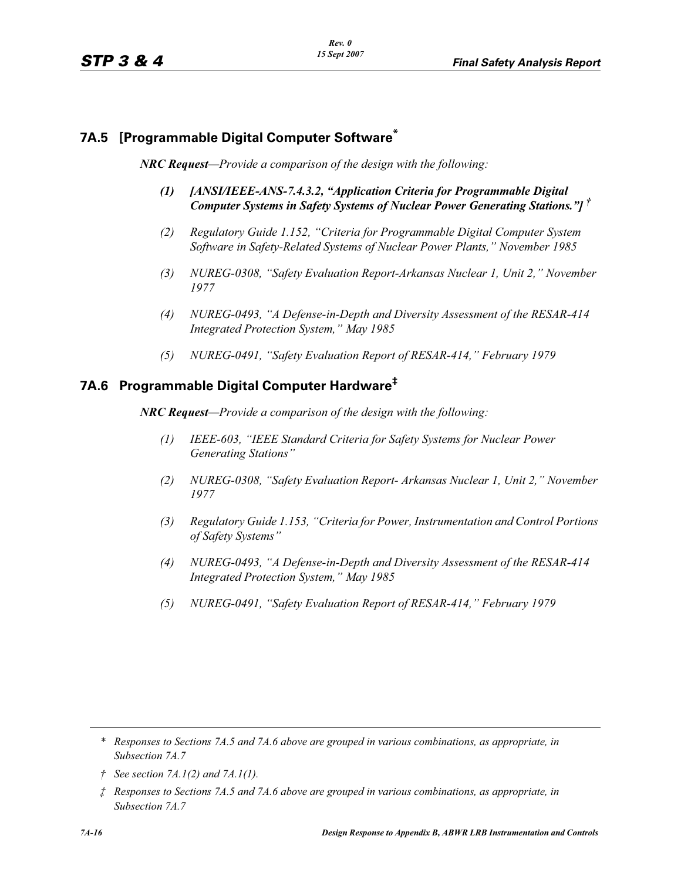## 7A.5 [Programmable Digital Computer Software*

***NRC Request**—Provide a comparison of the design with the following:*

***(1) [ANSI/IEEE-ANS-7.4.3.2, "Application Criteria for Programmable Digital Computer Systems in Safety Systems of Nuclear Power Generating Stations."] †***

*(2) Regulatory Guide 1.152, "Criteria for Programmable Digital Computer System Software in Safety-Related Systems of Nuclear Power Plants," November 1985*

*(3) NUREG-0308, "Safety Evaluation Report-Arkansas Nuclear 1, Unit 2," November 1977*

*(4) NUREG-0493, "A Defense-in-Depth and Diversity Assessment of the RESAR-414 Integrated Protection System," May 1985*

*(5) NUREG-0491, "Safety Evaluation Report of RESAR-414," February 1979*

## 7A.6 Programmable Digital Computer Hardware‡

***NRC Request**—Provide a comparison of the design with the following:*

*(1) IEEE-603, "IEEE Standard Criteria for Safety Systems for Nuclear Power Generating Stations"*

*(2) NUREG-0308, "Safety Evaluation Report- Arkansas Nuclear 1, Unit 2," November 1977*

*(3) Regulatory Guide 1.153, "Criteria for Power, Instrumentation and Control Portions of Safety Systems"*

*(4) NUREG-0493, "A Defense-in-Depth and Diversity Assessment of the RESAR-414 Integrated Protection System," May 1985*

*(5) NUREG-0491, "Safety Evaluation Report of RESAR-414," February 1979*

---

\* *Responses to Sections 7A.5 and 7A.6 above are grouped in various combinations, as appropriate, in Subsection 7A.7*

† *See section 7A.1(2) and 7A.1(1).*

‡ *Responses to Sections 7A.5 and 7A.6 above are grouped in various combinations, as appropriate, in Subsection 7A.7*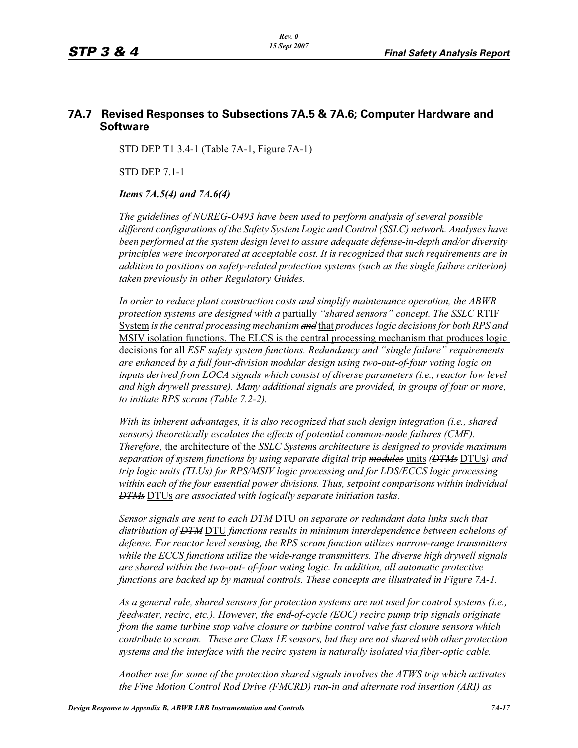## 7A.7 Revised Responses to Subsections 7A.5 & 7A.6; Computer Hardware and Software

STD DEP T1 3.4-1 (Table 7A-1, Figure 7A-1)

STD DEP 7.1-1

***Items 7A.5(4) and 7A.6(4)***

*The guidelines of NUREG-O493 have been used to perform analysis of several possible different configurations of the Safety System Logic and Control (SSLC) network. Analyses have been performed at the system design level to assure adequate defense-in-depth and/or diversity principles were incorporated at acceptable cost. It is recognized that such requirements are in addition to positions on safety-related protection systems (such as the single failure criterion) taken previously in other Regulatory Guides.*

*In order to reduce plant construction costs and simplify maintenance operation, the ABWR protection systems are designed with a* partially *"shared sensors" concept. The* ~~*SSLC*~~ RTIF System *is the central processing mechanism* ~~*and*~~ that *produces logic decisions for both RPS and* MSIV isolation functions. The ELCS is the central processing mechanism that produces logic decisions for all *ESF safety system functions. Redundancy and "single failure" requirements are enhanced by a full four-division modular design using two-out-of-four voting logic on inputs derived from LOCA signals which consist of diverse parameters (i.e., reactor low level and high drywell pressure). Many additional signals are provided, in groups of four or more, to initiate RPS scram (Table 7.2-2).*

*With its inherent advantages, it is also recognized that such design integration (i.e., shared sensors) theoretically escalates the effects of potential common-mode failures (CMF). Therefore,* the architecture of the *SSLC System*s ~~*architecture*~~ *is designed to provide maximum separation of system functions by using separate digital trip* ~~*modules*~~ units *(*~~*DTMs*~~ DTUs*) and trip logic units (TLUs) for RPS/MSIV logic processing and for LDS/ECCS logic processing within each of the four essential power divisions. Thus, setpoint comparisons within individual* ~~*DTMs*~~ DTUs *are associated with logically separate initiation tasks.*

*Sensor signals are sent to each* ~~*DTM*~~ DTU *on separate or redundant data links such that distribution of* ~~*DTM*~~ DTU *functions results in minimum interdependence between echelons of defense. For reactor level sensing, the RPS scram function utilizes narrow-range transmitters while the ECCS functions utilize the wide-range transmitters. The diverse high drywell signals are shared within the two-out- of-four voting logic. In addition, all automatic protective functions are backed up by manual controls.* ~~*These concepts are illustrated in Figure 7A-1.*~~

*As a general rule, shared sensors for protection systems are not used for control systems (i.e., feedwater, recirc, etc.). However, the end-of-cycle (EOC) recirc pump trip signals originate from the same turbine stop valve closure or turbine control valve fast closure sensors which contribute to scram. These are Class 1E sensors, but they are not shared with other protection systems and the interface with the recirc system is naturally isolated via fiber-optic cable.*

*Another use for some of the protection shared signals involves the ATWS trip which activates the Fine Motion Control Rod Drive (FMCRD) run-in and alternate rod insertion (ARI) as*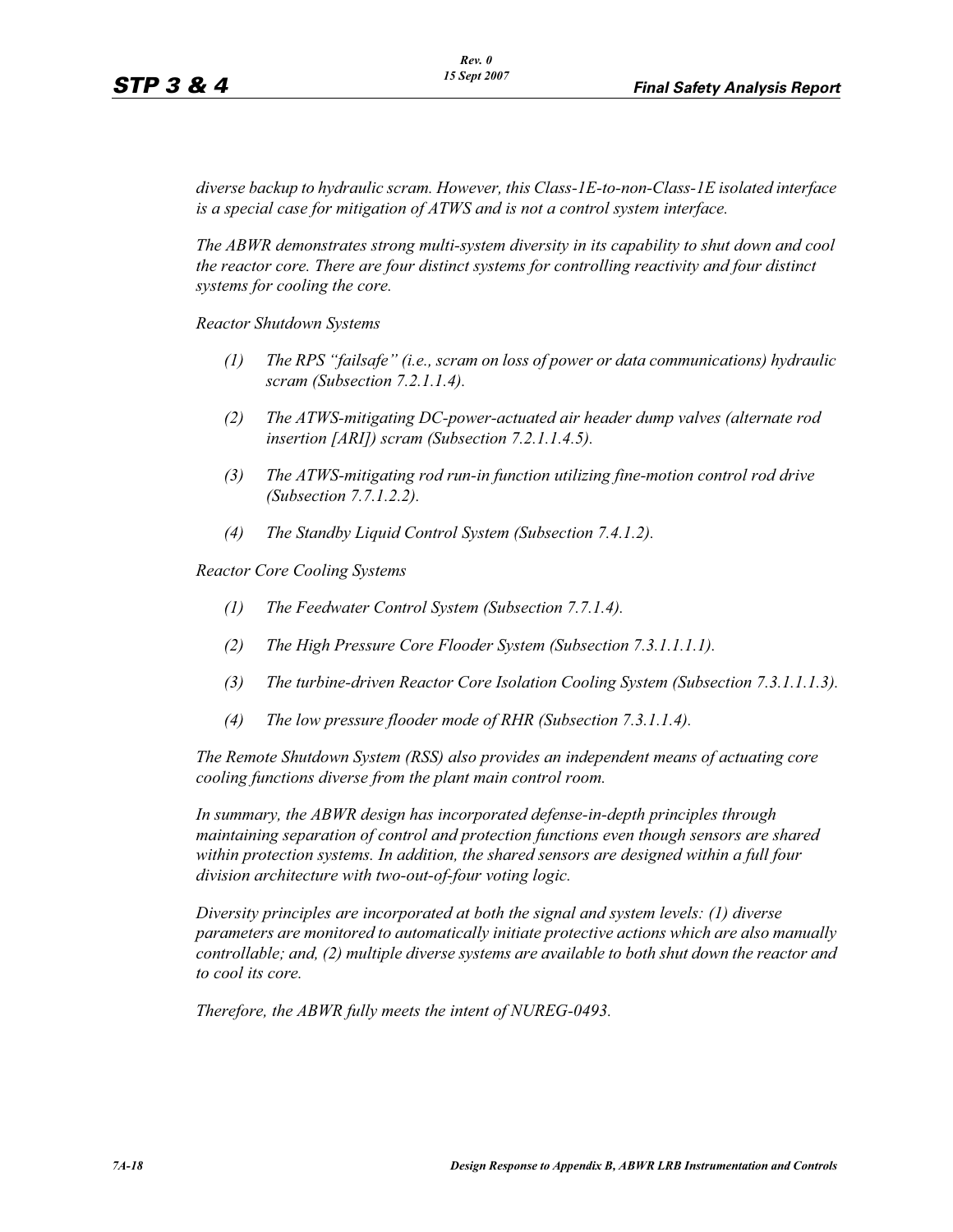*diverse backup to hydraulic scram. However, this Class-1E-to-non-Class-1E isolated interface is a special case for mitigation of ATWS and is not a control system interface.*

*The ABWR demonstrates strong multi-system diversity in its capability to shut down and cool the reactor core. There are four distinct systems for controlling reactivity and four distinct systems for cooling the core.*

*Reactor Shutdown Systems*

*(1) The RPS "failsafe" (i.e., scram on loss of power or data communications) hydraulic scram (Subsection 7.2.1.1.4).*

*(2) The ATWS-mitigating DC-power-actuated air header dump valves (alternate rod insertion [ARI]) scram (Subsection 7.2.1.1.4.5).*

*(3) The ATWS-mitigating rod run-in function utilizing fine-motion control rod drive (Subsection 7.7.1.2.2).*

*(4) The Standby Liquid Control System (Subsection 7.4.1.2).*

*Reactor Core Cooling Systems*

*(1) The Feedwater Control System (Subsection 7.7.1.4).*

*(2) The High Pressure Core Flooder System (Subsection 7.3.1.1.1.1).*

*(3) The turbine-driven Reactor Core Isolation Cooling System (Subsection 7.3.1.1.1.3).*

*(4) The low pressure flooder mode of RHR (Subsection 7.3.1.1.4).*

*The Remote Shutdown System (RSS) also provides an independent means of actuating core cooling functions diverse from the plant main control room.*

*In summary, the ABWR design has incorporated defense-in-depth principles through maintaining separation of control and protection functions even though sensors are shared within protection systems. In addition, the shared sensors are designed within a full four division architecture with two-out-of-four voting logic.*

*Diversity principles are incorporated at both the signal and system levels: (1) diverse parameters are monitored to automatically initiate protective actions which are also manually controllable; and, (2) multiple diverse systems are available to both shut down the reactor and to cool its core.*

*Therefore, the ABWR fully meets the intent of NUREG-0493.*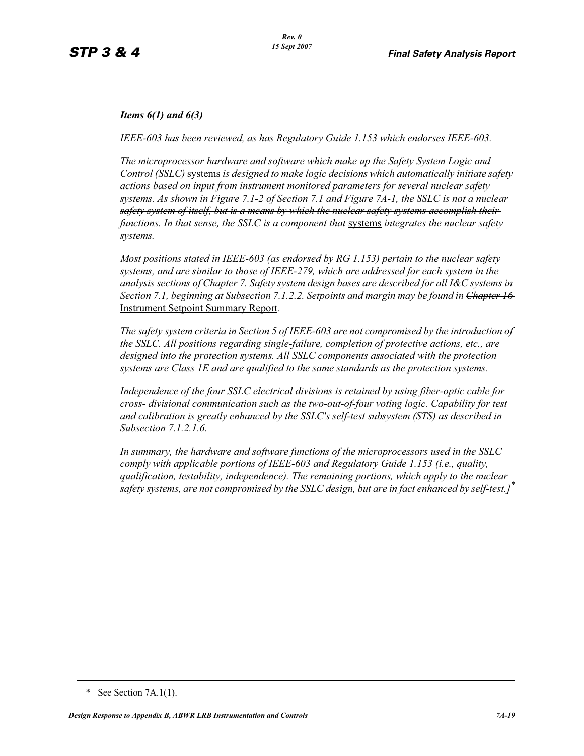*Items 6(1) and 6(3)*

*IEEE-603 has been reviewed, as has Regulatory Guide 1.153 which endorses IEEE-603.*

*The microprocessor hardware and software which make up the Safety System Logic and Control (SSLC)* <u>systems</u> *is designed to make logic decisions which automatically initiate safety actions based on input from instrument monitored parameters for several nuclear safety systems.* ~~*As shown in Figure 7.1-2 of Section 7.1 and Figure 7A-1, the SSLC is not a nuclear safety system of itself, but is a means by which the nuclear safety systems accomplish their functions.*~~ *In that sense, the SSLC* ~~*is a component that*~~ <u>systems</u> *integrates the nuclear safety systems.*

*Most positions stated in IEEE-603 (as endorsed by RG 1.153) pertain to the nuclear safety systems, and are similar to those of IEEE-279, which are addressed for each system in the analysis sections of Chapter 7. Safety system design bases are described for all I&C systems in Section 7.1, beginning at Subsection 7.1.2.2. Setpoints and margin may be found in* ~~*Chapter 16*~~ <u>Instrument Setpoint Summary Report</u>*.*

*The safety system criteria in Section 5 of IEEE-603 are not compromised by the introduction of the SSLC. All positions regarding single-failure, completion of protective actions, etc., are designed into the protection systems. All SSLC components associated with the protection systems are Class 1E and are qualified to the same standards as the protection systems.*

*Independence of the four SSLC electrical divisions is retained by using fiber-optic cable for cross- divisional communication such as the two-out-of-four voting logic. Capability for test and calibration is greatly enhanced by the SSLC's self-test subsystem (STS) as described in Subsection 7.1.2.1.6.*

*In summary, the hardware and software functions of the microprocessors used in the SSLC comply with applicable portions of IEEE-603 and Regulatory Guide 1.153 (i.e., quality, qualification, testability, independence). The remaining portions, which apply to the nuclear safety systems, are not compromised by the SSLC design, but are in fact enhanced by self-test.]* *

\* See Section 7A.1(1).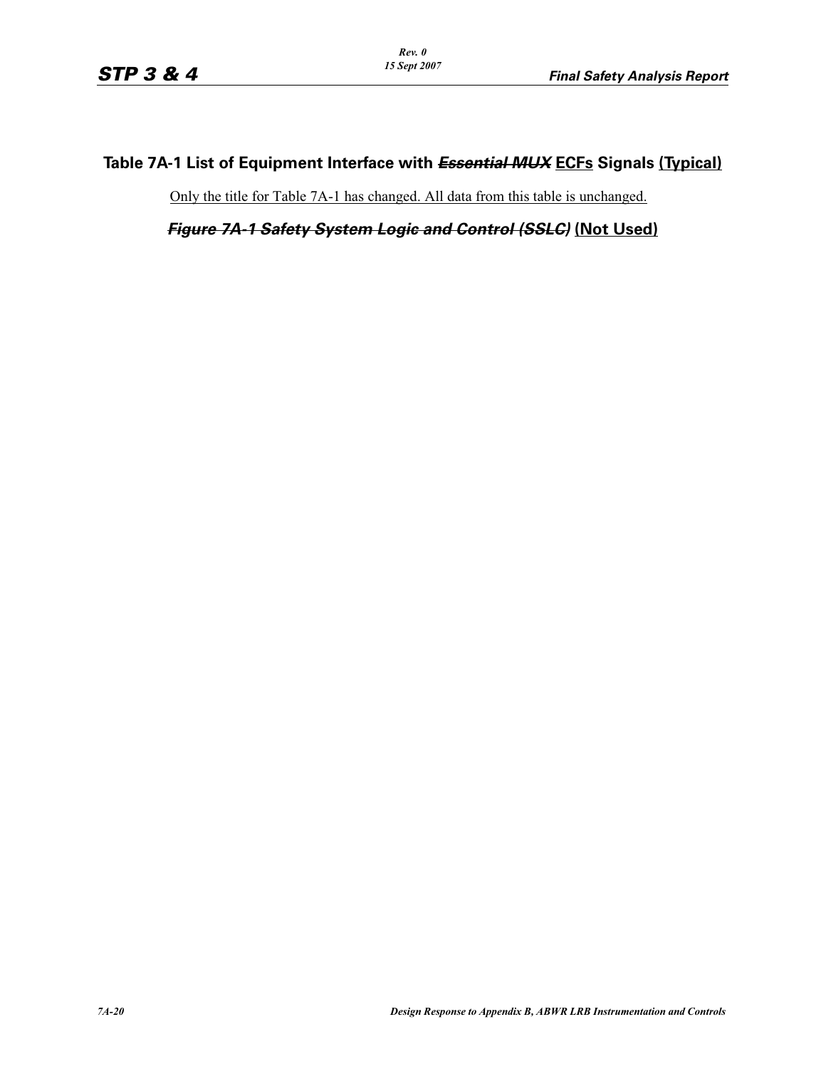## Table 7A-1 List of Equipment Interface with ~~*Essential MUX*~~ <u>ECFs</u> Signals <u>(Typical)</u>

<u>Only the title for Table 7A-1 has changed. All data from this table is unchanged.</u>

### ~~*Figure 7A-1 Safety System Logic and Control (SSLC)*~~ <u>(Not Used)</u>